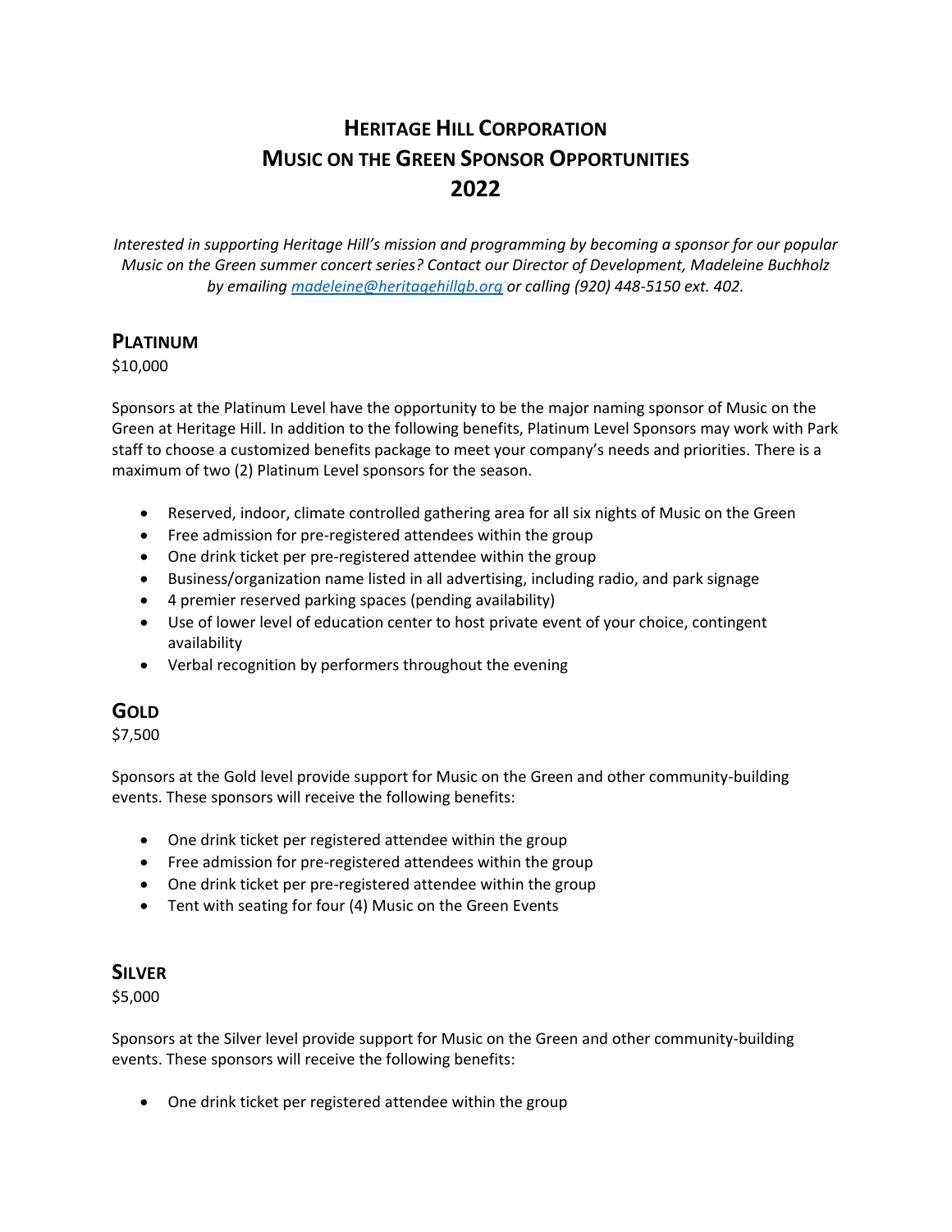# Heritage Hill Corporation
# Music on the Green Sponsor Opportunities
# 2022

*Interested in supporting Heritage Hill's mission and programming by becoming a sponsor for our popular Music on the Green summer concert series? Contact our Director of Development, Madeleine Buchholz by emailing [madeleine@heritagehillgb.org](mailto:madeleine@heritagehillgb.org) or calling (920) 448-5150 ext. 402.*

## Platinum

$10,000

Sponsors at the Platinum Level have the opportunity to be the major naming sponsor of Music on the Green at Heritage Hill. In addition to the following benefits, Platinum Level Sponsors may work with Park staff to choose a customized benefits package to meet your company's needs and priorities. There is a maximum of two (2) Platinum Level sponsors for the season.

- Reserved, indoor, climate controlled gathering area for all six nights of Music on the Green
- Free admission for pre-registered attendees within the group
- One drink ticket per pre-registered attendee within the group
- Business/organization name listed in all advertising, including radio, and park signage
- 4 premier reserved parking spaces (pending availability)
- Use of lower level of education center to host private event of your choice, contingent availability
- Verbal recognition by performers throughout the evening

## Gold

$7,500

Sponsors at the Gold level provide support for Music on the Green and other community-building events. These sponsors will receive the following benefits:

- One drink ticket per registered attendee within the group
- Free admission for pre-registered attendees within the group
- One drink ticket per pre-registered attendee within the group
- Tent with seating for four (4) Music on the Green Events

## Silver

$5,000

Sponsors at the Silver level provide support for Music on the Green and other community-building events. These sponsors will receive the following benefits:

- One drink ticket per registered attendee within the group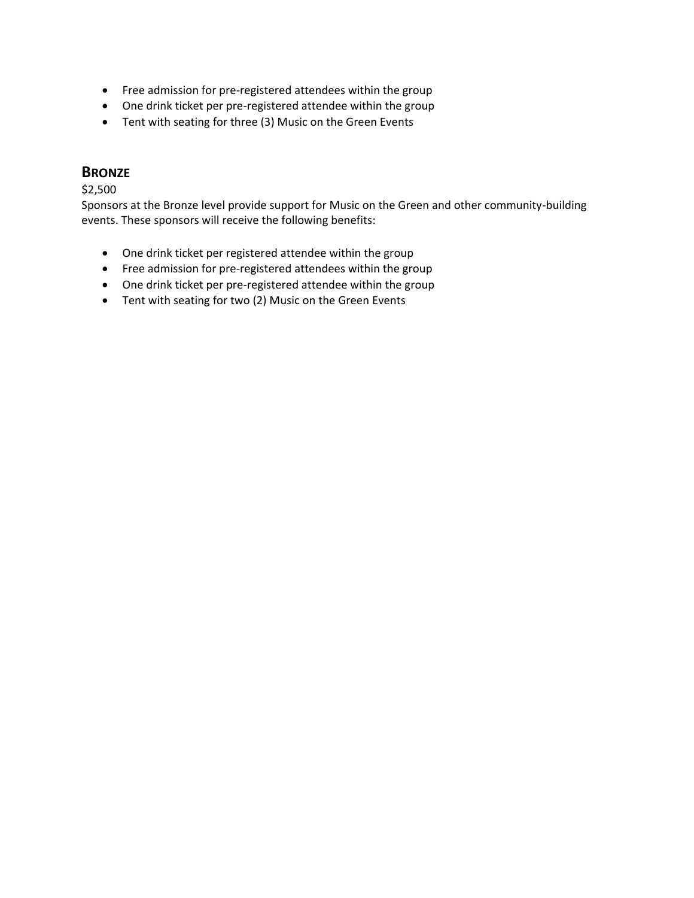- Free admission for pre-registered attendees within the group
- One drink ticket per pre-registered attendee within the group
- Tent with seating for three (3) Music on the Green Events

## BRONZE

$2,500

Sponsors at the Bronze level provide support for Music on the Green and other community-building events. These sponsors will receive the following benefits:

- One drink ticket per registered attendee within the group
- Free admission for pre-registered attendees within the group
- One drink ticket per pre-registered attendee within the group
- Tent with seating for two (2) Music on the Green Events